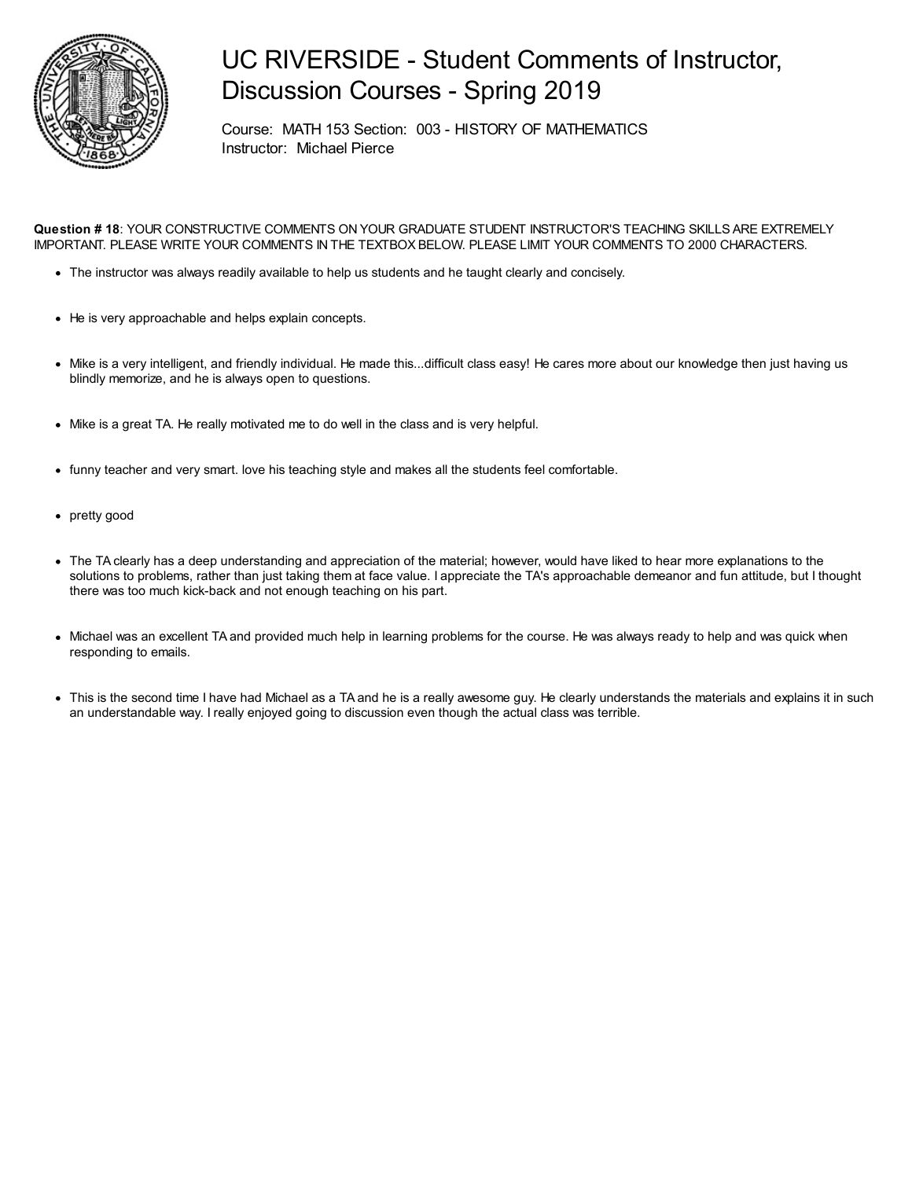# UC RIVERSIDE - Student Comments of Instructor, Discussion Courses - Spring 2019

Course: MATH 153 Section: 003 - HISTORY OF MATHEMATICS
Instructor: Michael Pierce

**Question # 18**: YOUR CONSTRUCTIVE COMMENTS ON YOUR GRADUATE STUDENT INSTRUCTOR'S TEACHING SKILLS ARE EXTREMELY IMPORTANT. PLEASE WRITE YOUR COMMENTS IN THE TEXTBOX BELOW. PLEASE LIMIT YOUR COMMENTS TO 2000 CHARACTERS.

- The instructor was always readily available to help us students and he taught clearly and concisely.

- He is very approachable and helps explain concepts.

- Mike is a very intelligent, and friendly individual. He made this...difficult class easy! He cares more about our knowledge then just having us blindly memorize, and he is always open to questions.

- Mike is a great TA. He really motivated me to do well in the class and is very helpful.

- funny teacher and very smart. love his teaching style and makes all the students feel comfortable.

- pretty good

- The TA clearly has a deep understanding and appreciation of the material; however, would have liked to hear more explanations to the solutions to problems, rather than just taking them at face value. I appreciate the TA's approachable demeanor and fun attitude, but I thought there was too much kick-back and not enough teaching on his part.

- Michael was an excellent TA and provided much help in learning problems for the course. He was always ready to help and was quick when responding to emails.

- This is the second time I have had Michael as a TA and he is a really awesome guy. He clearly understands the materials and explains it in such an understandable way. I really enjoyed going to discussion even though the actual class was terrible.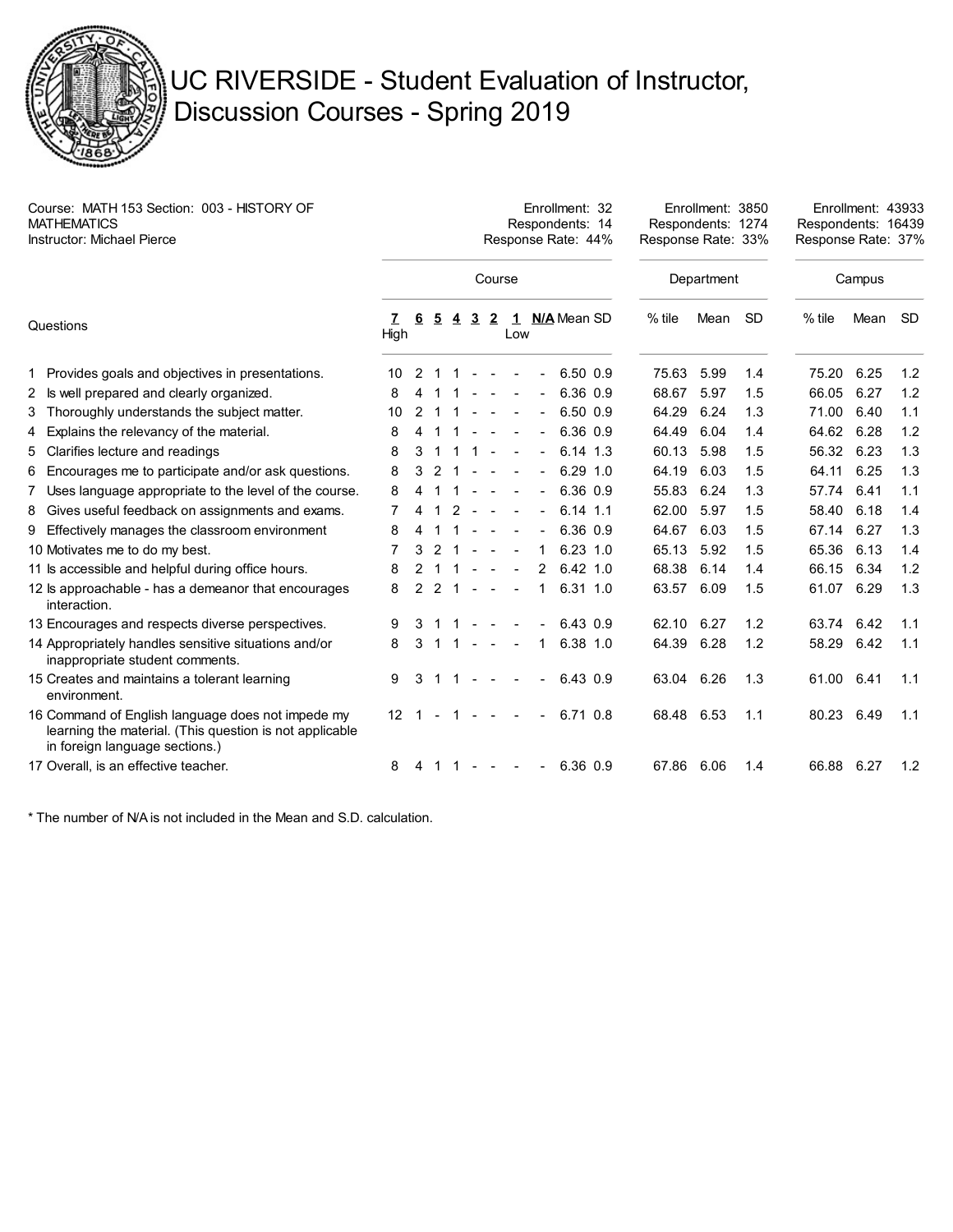# UC RIVERSIDE - Student Evaluation of Instructor, Discussion Courses - Spring 2019

Course: MATH 153 Section: 003 - HISTORY OF MATHEMATICS
Instructor: Michael Pierce

| | Course | Department | Campus |
|---|---|---|---|
| Enrollment | 32 | 3850 | 43933 |
| Respondents | 14 | 1274 | 16439 |
| Response Rate | 44% | 33% | 37% |

| Questions | 7 High | 6 | 5 | 4 | 3 | 2 | 1 Low | N/A | Mean | SD | Department % tile | Department Mean | Department SD | Campus % tile | Campus Mean | Campus SD |
|---|---|---|---|---|---|---|---|---|---|---|---|---|---|---|---|---|
| 1 Provides goals and objectives in presentations. | 10 | 2 | 1 | 1 | - | - | - | - | 6.50 | 0.9 | 75.63 | 5.99 | 1.4 | 75.20 | 6.25 | 1.2 |
| 2 Is well prepared and clearly organized. | 8 | 4 | 1 | 1 | - | - | - | - | 6.36 | 0.9 | 68.67 | 5.97 | 1.5 | 66.05 | 6.27 | 1.2 |
| 3 Thoroughly understands the subject matter. | 10 | 2 | 1 | 1 | - | - | - | - | 6.50 | 0.9 | 64.29 | 6.24 | 1.3 | 71.00 | 6.40 | 1.1 |
| 4 Explains the relevancy of the material. | 8 | 4 | 1 | 1 | - | - | - | - | 6.36 | 0.9 | 64.49 | 6.04 | 1.4 | 64.62 | 6.28 | 1.2 |
| 5 Clarifies lecture and readings | 8 | 3 | 1 | 1 | 1 | - | - | - | 6.14 | 1.3 | 60.13 | 5.98 | 1.5 | 56.32 | 6.23 | 1.3 |
| 6 Encourages me to participate and/or ask questions. | 8 | 3 | 2 | 1 | - | - | - | - | 6.29 | 1.0 | 64.19 | 6.03 | 1.5 | 64.11 | 6.25 | 1.3 |
| 7 Uses language appropriate to the level of the course. | 8 | 4 | 1 | 1 | - | - | - | - | 6.36 | 0.9 | 55.83 | 6.24 | 1.3 | 57.74 | 6.41 | 1.1 |
| 8 Gives useful feedback on assignments and exams. | 7 | 4 | 1 | 2 | - | - | - | - | 6.14 | 1.1 | 62.00 | 5.97 | 1.5 | 58.40 | 6.18 | 1.4 |
| 9 Effectively manages the classroom environment | 8 | 4 | 1 | 1 | - | - | - | - | 6.36 | 0.9 | 64.67 | 6.03 | 1.5 | 67.14 | 6.27 | 1.3 |
| 10 Motivates me to do my best. | 7 | 3 | 2 | 1 | - | - | - | 1 | 6.23 | 1.0 | 65.13 | 5.92 | 1.5 | 65.36 | 6.13 | 1.4 |
| 11 Is accessible and helpful during office hours. | 8 | 2 | 1 | 1 | - | - | - | 2 | 6.42 | 1.0 | 68.38 | 6.14 | 1.4 | 66.15 | 6.34 | 1.2 |
| 12 Is approachable - has a demeanor that encourages interaction. | 8 | 2 | 2 | 1 | - | - | - | 1 | 6.31 | 1.0 | 63.57 | 6.09 | 1.5 | 61.07 | 6.29 | 1.3 |
| 13 Encourages and respects diverse perspectives. | 9 | 3 | 1 | 1 | - | - | - | - | 6.43 | 0.9 | 62.10 | 6.27 | 1.2 | 63.74 | 6.42 | 1.1 |
| 14 Appropriately handles sensitive situations and/or inappropriate student comments. | 8 | 3 | 1 | 1 | - | - | - | 1 | 6.38 | 1.0 | 64.39 | 6.28 | 1.2 | 58.29 | 6.42 | 1.1 |
| 15 Creates and maintains a tolerant learning environment. | 9 | 3 | 1 | 1 | - | - | - | - | 6.43 | 0.9 | 63.04 | 6.26 | 1.3 | 61.00 | 6.41 | 1.1 |
| 16 Command of English language does not impede my learning the material. (This question is not applicable in foreign language sections.) | 12 | 1 | - | 1 | - | - | - | - | 6.71 | 0.8 | 68.48 | 6.53 | 1.1 | 80.23 | 6.49 | 1.1 |
| 17 Overall, is an effective teacher. | 8 | 4 | 1 | 1 | - | - | - | - | 6.36 | 0.9 | 67.86 | 6.06 | 1.4 | 66.88 | 6.27 | 1.2 |

* The number of N/A is not included in the Mean and S.D. calculation.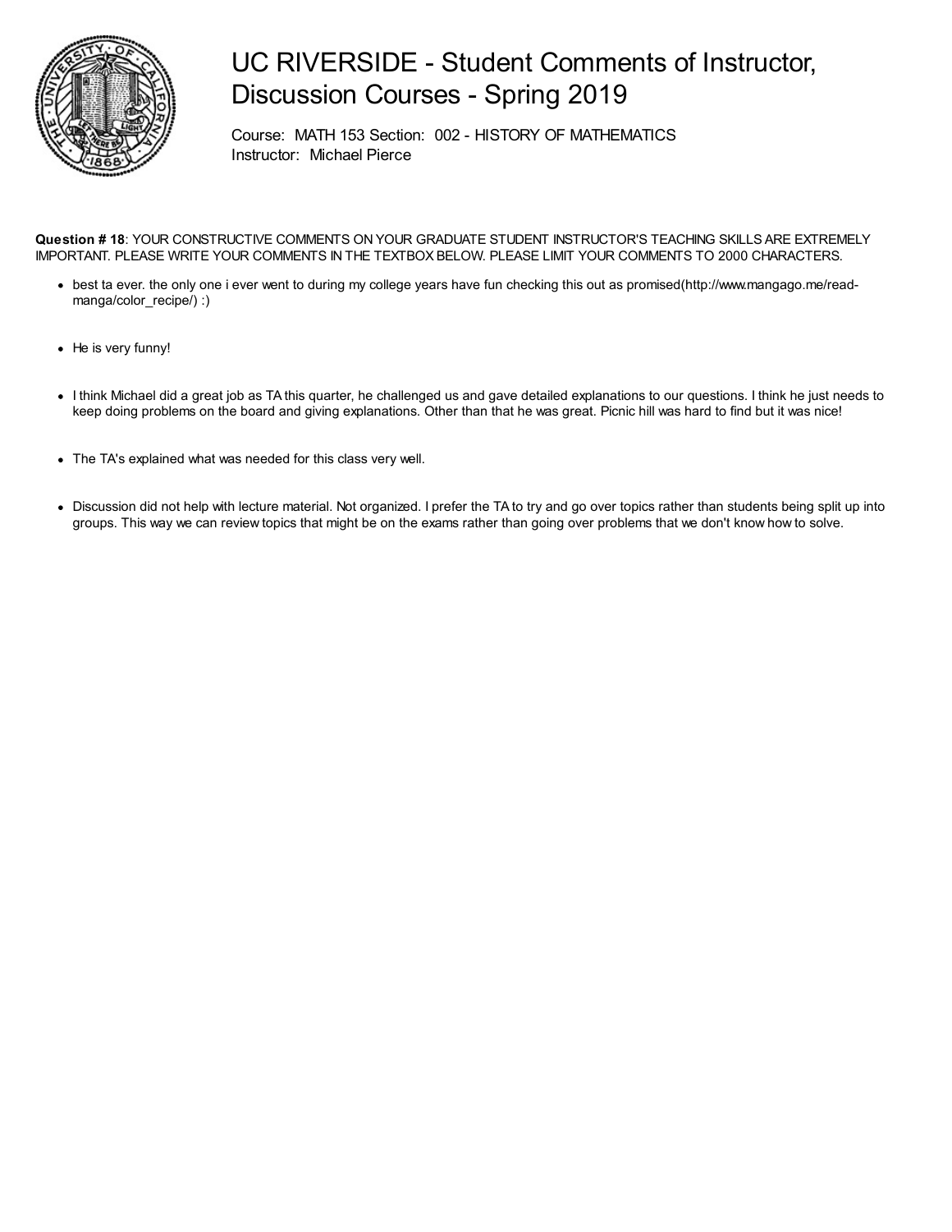# UC RIVERSIDE - Student Comments of Instructor, Discussion Courses - Spring 2019

Course: MATH 153 Section: 002 - HISTORY OF MATHEMATICS
Instructor: Michael Pierce

**Question # 18**: YOUR CONSTRUCTIVE COMMENTS ON YOUR GRADUATE STUDENT INSTRUCTOR'S TEACHING SKILLS ARE EXTREMELY IMPORTANT. PLEASE WRITE YOUR COMMENTS IN THE TEXTBOX BELOW. PLEASE LIMIT YOUR COMMENTS TO 2000 CHARACTERS.

- best ta ever. the only one i ever went to during my college years have fun checking this out as promised(http://www.mangago.me/read-manga/color_recipe/) :)
- He is very funny!
- I think Michael did a great job as TA this quarter, he challenged us and gave detailed explanations to our questions. I think he just needs to keep doing problems on the board and giving explanations. Other than that he was great. Picnic hill was hard to find but it was nice!
- The TA's explained what was needed for this class very well.
- Discussion did not help with lecture material. Not organized. I prefer the TA to try and go over topics rather than students being split up into groups. This way we can review topics that might be on the exams rather than going over problems that we don't know how to solve.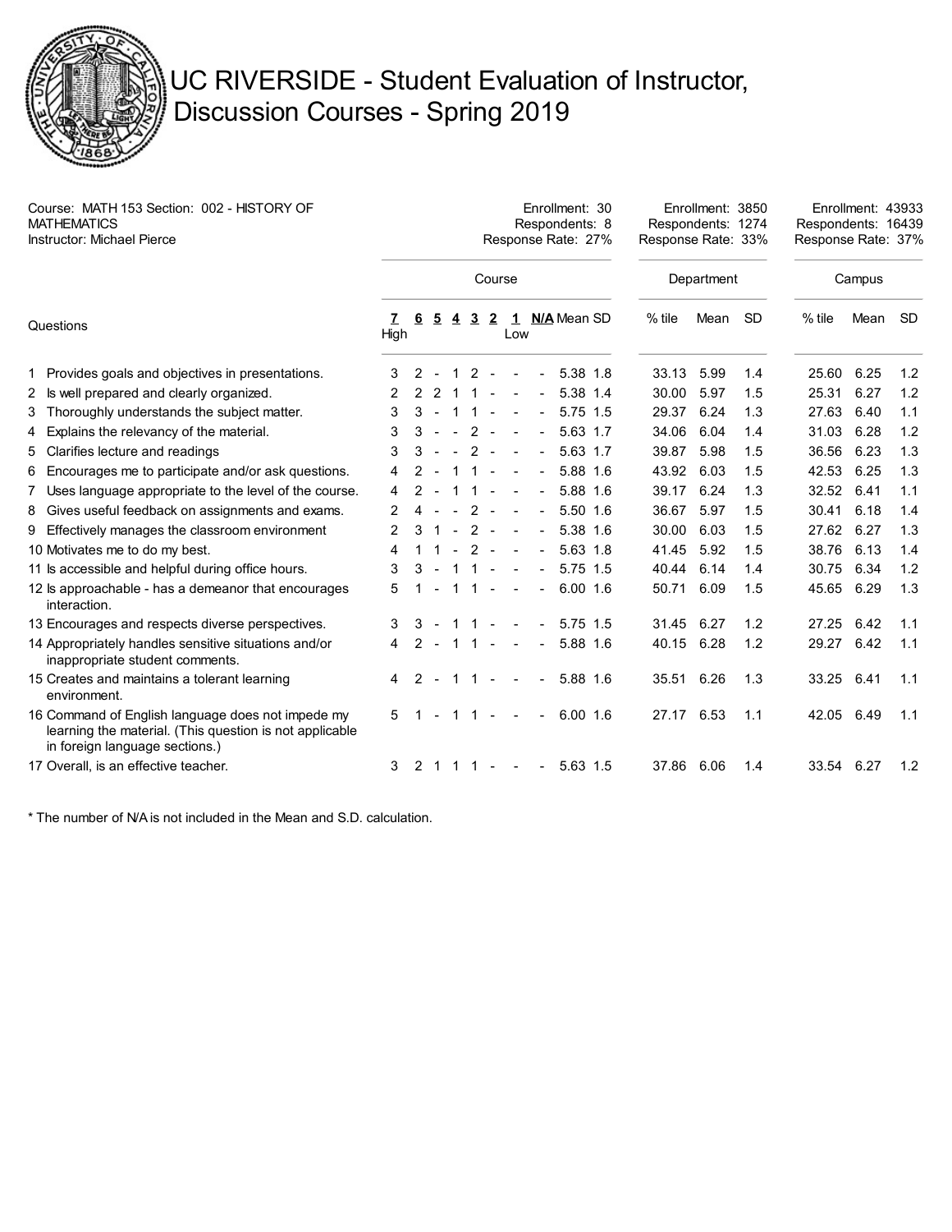# UC RIVERSIDE - Student Evaluation of Instructor, Discussion Courses - Spring 2019

Course: MATH 153 Section: 002 - HISTORY OF MATHEMATICS
Instructor: Michael Pierce

| | Course | | | | | | | | | | Department | | | Campus | | |
|---|---|---|---|---|---|---|---|---|---|---|---|---|---|---|---|---|
| | Enrollment: 30, Respondents: 8, Response Rate: 27% | | | | | | | | | | Enrollment: 3850, Respondents: 1274, Response Rate: 33% | | | Enrollment: 43933, Respondents: 16439, Response Rate: 37% | | |
| Questions | 7 High | 6 | 5 | 4 | 3 | 2 | 1 Low | N/A | Mean | SD | % tile | Mean | SD | % tile | Mean | SD |
| 1 Provides goals and objectives in presentations. | 3 | 2 | - | 1 | 2 | - | - | - | 5.38 | 1.8 | 33.13 | 5.99 | 1.4 | 25.60 | 6.25 | 1.2 |
| 2 Is well prepared and clearly organized. | 2 | 2 | 2 | 1 | 1 | - | - | - | 5.38 | 1.4 | 30.00 | 5.97 | 1.5 | 25.31 | 6.27 | 1.2 |
| 3 Thoroughly understands the subject matter. | 3 | 3 | - | 1 | 1 | - | - | - | 5.75 | 1.5 | 29.37 | 6.24 | 1.3 | 27.63 | 6.40 | 1.1 |
| 4 Explains the relevancy of the material. | 3 | 3 | - | - | 2 | - | - | - | 5.63 | 1.7 | 34.06 | 6.04 | 1.4 | 31.03 | 6.28 | 1.2 |
| 5 Clarifies lecture and readings | 3 | 3 | - | - | 2 | - | - | - | 5.63 | 1.7 | 39.87 | 5.98 | 1.5 | 36.56 | 6.23 | 1.3 |
| 6 Encourages me to participate and/or ask questions. | 4 | 2 | - | 1 | 1 | - | - | - | 5.88 | 1.6 | 43.92 | 6.03 | 1.5 | 42.53 | 6.25 | 1.3 |
| 7 Uses language appropriate to the level of the course. | 4 | 2 | - | 1 | 1 | - | - | - | 5.88 | 1.6 | 39.17 | 6.24 | 1.3 | 32.52 | 6.41 | 1.1 |
| 8 Gives useful feedback on assignments and exams. | 2 | 4 | - | - | 2 | - | - | - | 5.50 | 1.6 | 36.67 | 5.97 | 1.5 | 30.41 | 6.18 | 1.4 |
| 9 Effectively manages the classroom environment | 2 | 3 | 1 | - | 2 | - | - | - | 5.38 | 1.6 | 30.00 | 6.03 | 1.5 | 27.62 | 6.27 | 1.3 |
| 10 Motivates me to do my best. | 4 | 1 | 1 | - | 2 | - | - | - | 5.63 | 1.8 | 41.45 | 5.92 | 1.5 | 38.76 | 6.13 | 1.4 |
| 11 Is accessible and helpful during office hours. | 3 | 3 | - | 1 | 1 | - | - | - | 5.75 | 1.5 | 40.44 | 6.14 | 1.4 | 30.75 | 6.34 | 1.2 |
| 12 Is approachable - has a demeanor that encourages interaction. | 5 | 1 | - | 1 | 1 | - | - | - | 6.00 | 1.6 | 50.71 | 6.09 | 1.5 | 45.65 | 6.29 | 1.3 |
| 13 Encourages and respects diverse perspectives. | 3 | 3 | - | 1 | 1 | - | - | - | 5.75 | 1.5 | 31.45 | 6.27 | 1.2 | 27.25 | 6.42 | 1.1 |
| 14 Appropriately handles sensitive situations and/or inappropriate student comments. | 4 | 2 | - | 1 | 1 | - | - | - | 5.88 | 1.6 | 40.15 | 6.28 | 1.2 | 29.27 | 6.42 | 1.1 |
| 15 Creates and maintains a tolerant learning environment. | 4 | 2 | - | 1 | 1 | - | - | - | 5.88 | 1.6 | 35.51 | 6.26 | 1.3 | 33.25 | 6.41 | 1.1 |
| 16 Command of English language does not impede my learning the material. (This question is not applicable in foreign language sections.) | 5 | 1 | - | 1 | 1 | - | - | - | 6.00 | 1.6 | 27.17 | 6.53 | 1.1 | 42.05 | 6.49 | 1.1 |
| 17 Overall, is an effective teacher. | 3 | 2 | 1 | 1 | 1 | - | - | - | 5.63 | 1.5 | 37.86 | 6.06 | 1.4 | 33.54 | 6.27 | 1.2 |

* The number of N/A is not included in the Mean and S.D. calculation.